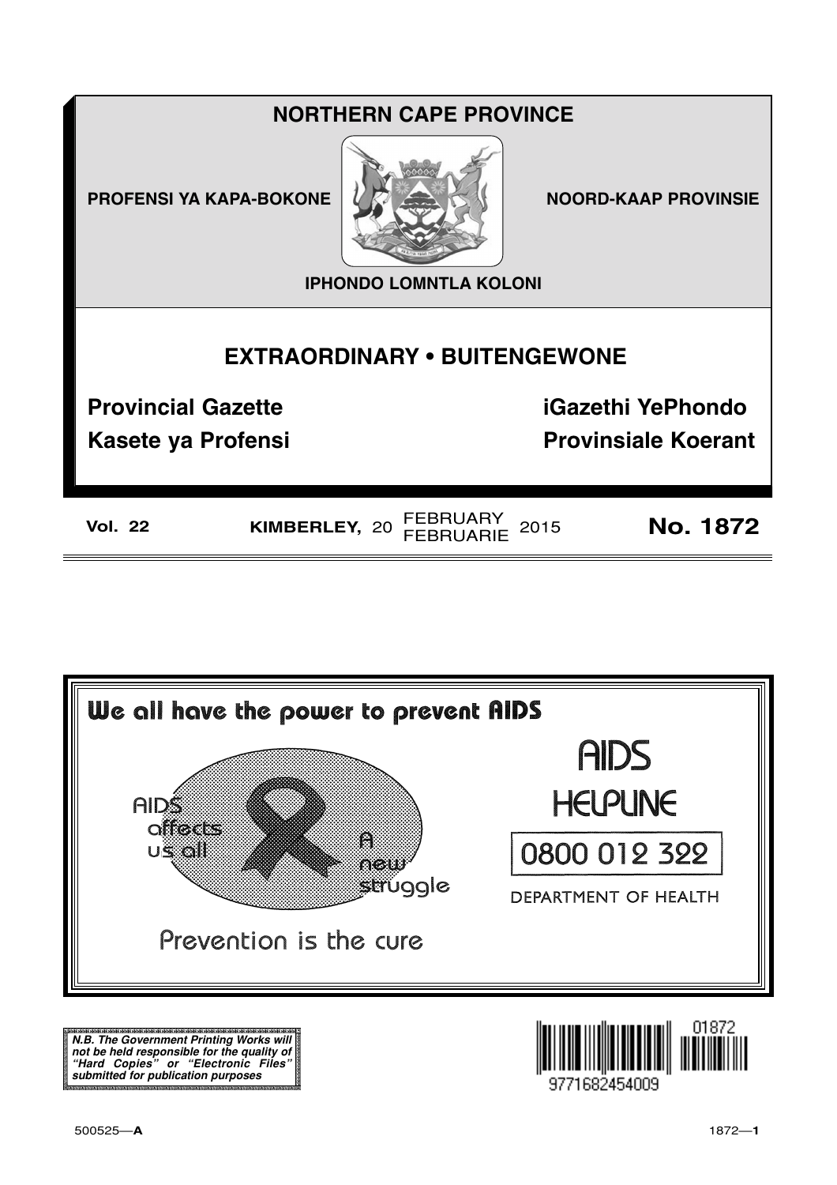# NORTHERN CAPE PROVINCE

PROFENSI YA KAPA-BOKONE

NOORD-KAAP PROVINSIE

IPHONDO LOMNTLA KOLONI

## EXTRAORDINARY • BUITENGEWONE

**Provincial Gazette**

**iGazethi YePhondo**

**Kasete ya Profensi**

**Provinsiale Koerant**

**Vol. 22** **KIMBERLEY,** 20 FEBRUARY FEBRUARIE 2015 **No. 1872**

**We all have the power to prevent AIDS**

AIDS affects us all

A new struggle

Prevention is the cure

AIDS HELPLINE

0800 012 322

DEPARTMENT OF HEALTH

***N.B. The Government Printing Works will not be held responsible for the quality of "Hard Copies" or "Electronic Files" submitted for publication purposes***

500525—**A**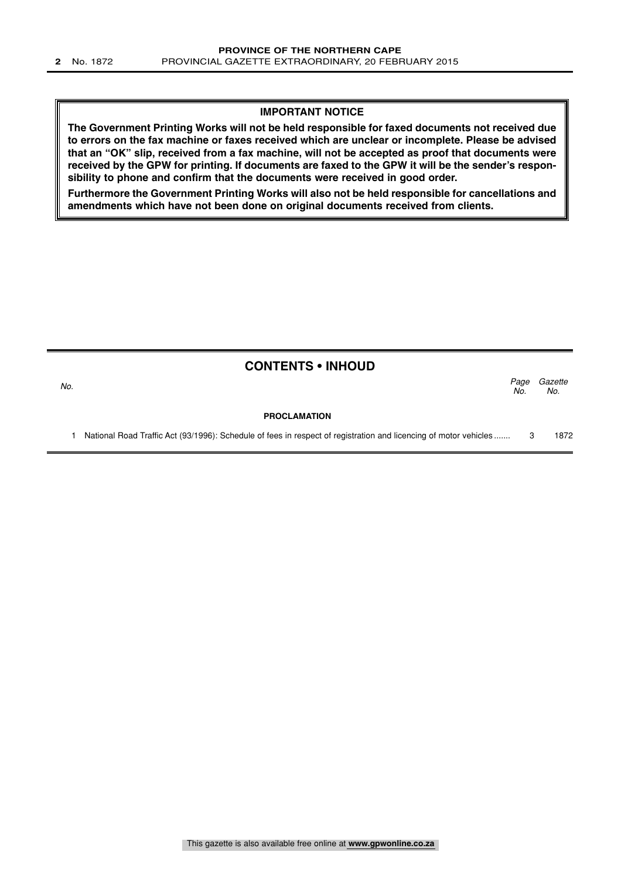## IMPORTANT NOTICE

**The Government Printing Works will not be held responsible for faxed documents not received due to errors on the fax machine or faxes received which are unclear or incomplete. Please be advised that an "OK" slip, received from a fax machine, will not be accepted as proof that documents were received by the GPW for printing. If documents are faxed to the GPW it will be the sender's responsibility to phone and confirm that the documents were received in good order.**

**Furthermore the Government Printing Works will also not be held responsible for cancellations and amendments which have not been done on original documents received from clients.**

## CONTENTS • INHOUD

| *No.* | | *Page No.* | *Gazette No.* |
|---|---|---|---|
| | **PROCLAMATION** | | |
| 1 | National Road Traffic Act (93/1996): Schedule of fees in respect of registration and licencing of motor vehicles ....... | 3 | 1872 |

This gazette is also available free online at **www.gpwonline.co.za**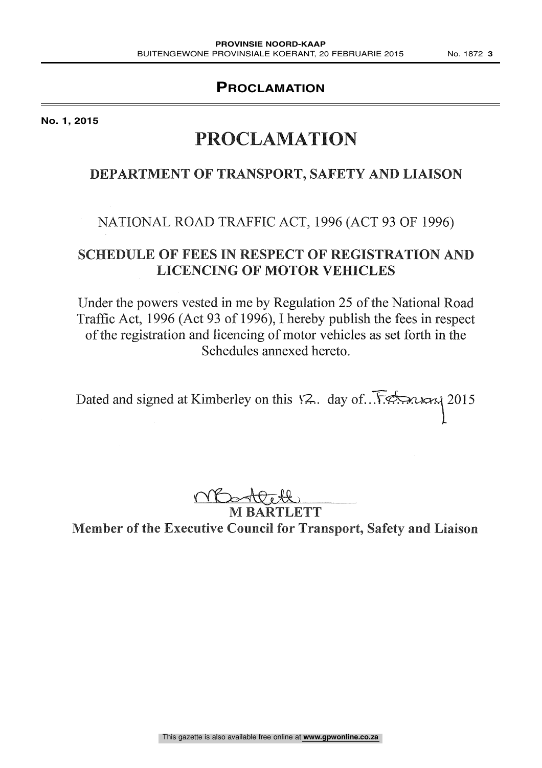# PROCLAMATION

**No. 1, 2015**

# PROCLAMATION

## DEPARTMENT OF TRANSPORT, SAFETY AND LIAISON

NATIONAL ROAD TRAFFIC ACT, 1996 (ACT 93 OF 1996)

## SCHEDULE OF FEES IN RESPECT OF REGISTRATION AND LICENCING OF MOTOR VEHICLES

Under the powers vested in me by Regulation 25 of the National Road Traffic Act, 1996 (Act 93 of 1996), I hereby publish the fees in respect of the registration and licencing of motor vehicles as set forth in the Schedules annexed hereto.

Dated and signed at Kimberley on this 12.. day of...February 2015

**M BARTLETT**
**Member of the Executive Council for Transport, Safety and Liaison**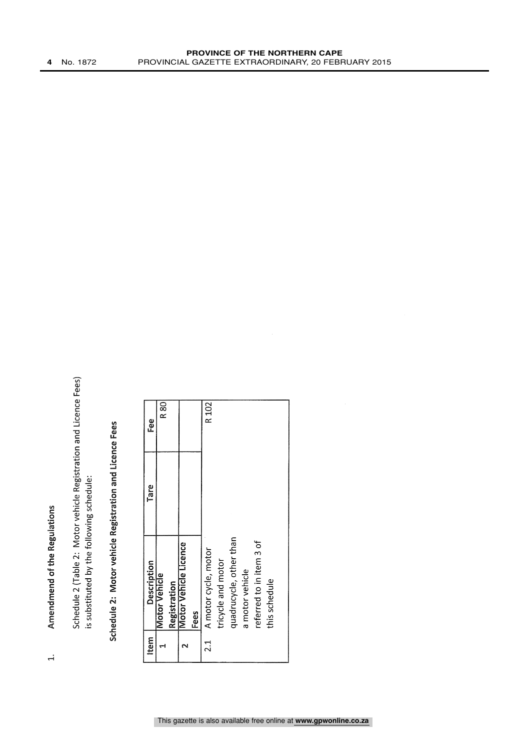1. **Amendmend of the Regulations**

Schedule 2 (Table 2: Motor vehicle Registration and Licence Fees) is substituted by the following schedule:

**Schedule 2: Motor vehicle Registration and Licence Fees**

| Item | Description | Tare | Fee |
|---|---|---|---|
| 1 | **Motor Vehicle Registration** | | R 80 |
| 2 | **Motor Vehicle Licence Fees** | | |
| 2.1 | A motor cycle, motor tricycle and motor quadrucycle, other than a motor vehicle referred to in item 3 of this schedule | | R 102 |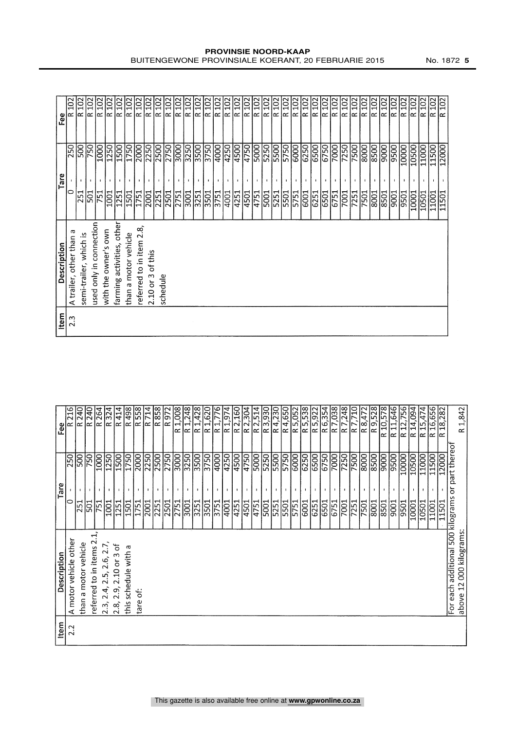| Item | Description | Tare | | Fee |
|---|---|---|---|---|
| 2.2 | A motor vehicle other than a motor vehicle referred to in items 2.1, 2.3, 2.4, 2.5, 2.6, 2.7, 2.8, 2.9, 2.10 or 3 of this schedule with a tare of: | 0 - | 250 | R 216 |
| | | 251 - | 500 | R 240 |
| | | 501 - | 750 | R 240 |
| | | 751 - | 1000 | R 264 |
| | | 1001 - | 1250 | R 324 |
| | | 1251 - | 1500 | R 414 |
| | | 1501 - | 1750 | R 498 |
| | | 1751 - | 2000 | R 558 |
| | | 2001 - | 2250 | R 714 |
| | | 2251 - | 2500 | R 858 |
| | | 2501 - | 2750 | R 972 |
| | | 2751 - | 3000 | R 1,008 |
| | | 3001 - | 3250 | R 1,248 |
| | | 3251 - | 3500 | R 1,428 |
| | | 3501 - | 3750 | R 1,620 |
| | | 3751 - | 4000 | R 1,776 |
| | | 4001 - | 4250 | R 1,974 |
| | | 4251 - | 4500 | R 2,160 |
| | | 4501 - | 4750 | R 2,304 |
| | | 4751 - | 5000 | R 2,514 |
| | | 5001 - | 5250 | R 3,930 |
| | | 5251 - | 5500 | R 4,230 |
| | | 5501 - | 5750 | R 4,650 |
| | | 5751 - | 6000 | R 5,052 |
| | | 6001 - | 6250 | R 5,538 |
| | | 6251 - | 6500 | R 5,922 |
| | | 6501 - | 6750 | R 6,354 |
| | | 6751 - | 7000 | R 7,038 |
| | | 7001 - | 7250 | R 7,248 |
| | | 7251 - | 7500 | R 7,710 |
| | | 7501 - | 8000 | R 8,472 |
| | | 8001 - | 8500 | R 9,528 |
| | | 8501 - | 9000 | R 10,578 |
| | | 9001 - | 9500 | R 11,646 |
| | | 9501 - | 10000 | R 12,756 |
| | | 10001 - | 10500 | R 14,094 |
| | | 10501 - | 11000 | R 15,474 |
| | | 11001 - | 11500 | R 16,656 |
| | | 11501 - | 12000 | R 18,282 |
| | For each additional 500 kilograms or part thereof above 12 000 kilograms: | | | R 1,842 |

| Item | Description | Tare | | Fee |
|---|---|---|---|---|
| 2.3 | A trailer, other than a semi-trailer, which is used only in connection with the owner's own farming activities, other than a motor vehicle referred to in item 2.8, 2.10 or 3 of this schedule | 0 - | 250 | R 102 |
| | | 251 - | 500 | R 102 |
| | | 501 - | 750 | R 102 |
| | | 751 - | 1000 | R 102 |
| | | 1001 - | 1250 | R 102 |
| | | 1251 - | 1500 | R 102 |
| | | 1501 - | 1750 | R 102 |
| | | 1751 - | 2000 | R 102 |
| | | 2001 - | 2250 | R 102 |
| | | 2251 - | 2500 | R 102 |
| | | 2501 - | 2750 | R 102 |
| | | 2751 - | 3000 | R 102 |
| | | 3001 - | 3250 | R 102 |
| | | 3251 - | 3500 | R 102 |
| | | 3501 - | 3750 | R 102 |
| | | 3751 - | 4000 | R 102 |
| | | 4001 - | 4250 | R 102 |
| | | 4251 - | 4500 | R 102 |
| | | 4501 - | 4750 | R 102 |
| | | 4751 - | 5000 | R 102 |
| | | 5001 - | 5250 | R 102 |
| | | 5251 - | 5500 | R 102 |
| | | 5501 - | 5750 | R 102 |
| | | 5751 - | 6000 | R 102 |
| | | 6001 - | 6250 | R 102 |
| | | 6251 - | 6500 | R 102 |
| | | 6501 - | 6750 | R 102 |
| | | 6751 - | 7000 | R 102 |
| | | 7001 - | 7250 | R 102 |
| | | 7251 - | 7500 | R 102 |
| | | 7501 - | 8000 | R 102 |
| | | 8001 - | 8500 | R 102 |
| | | 8501 - | 9000 | R 102 |
| | | 9001 - | 9500 | R 102 |
| | | 9501 - | 10000 | R 102 |
| | | 10001 - | 10500 | R 102 |
| | | 10501 - | 11000 | R 102 |
| | | 11001 - | 11500 | R 102 |
| | | 11501 - | 12000 | R 102 |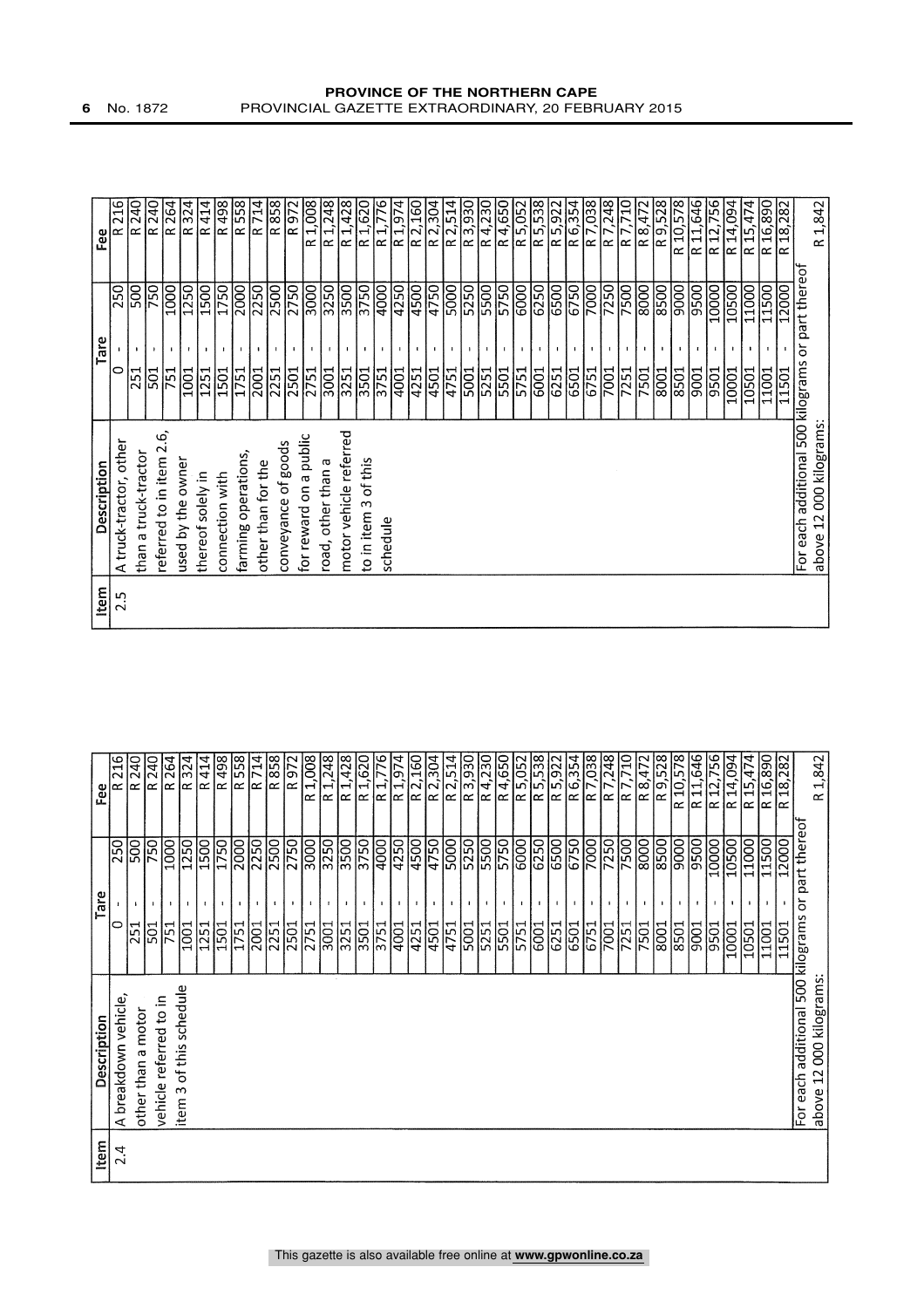| Item | Description | Tare | Fee |
|---|---|---|---|
| 2.4 | A breakdown vehicle, other than a motor vehicle referred to in item 3 of this schedule | 0 - 250 | R 216 |
| | | 251 - 500 | R 240 |
| | | 501 - 750 | R 240 |
| | | 751 - 1000 | R 264 |
| | | 1001 - 1250 | R 324 |
| | | 1251 - 1500 | R 414 |
| | | 1501 - 1750 | R 498 |
| | | 1751 - 2000 | R 558 |
| | | 2001 - 2250 | R 714 |
| | | 2251 - 2500 | R 858 |
| | | 2501 - 2750 | R 972 |
| | | 2751 - 3000 | R 1,008 |
| | | 3001 - 3250 | R 1,248 |
| | | 3251 - 3500 | R 1,428 |
| | | 3501 - 3750 | R 1,620 |
| | | 3751 - 4000 | R 1,776 |
| | | 4001 - 4250 | R 1,974 |
| | | 4251 - 4500 | R 2,160 |
| | | 4501 - 4750 | R 2,304 |
| | | 4751 - 5000 | R 2,514 |
| | | 5001 - 5250 | R 3,930 |
| | | 5251 - 5500 | R 4,230 |
| | | 5501 - 5750 | R 4,650 |
| | | 5751 - 6000 | R 5,052 |
| | | 6001 - 6250 | R 5,538 |
| | | 6251 - 6500 | R 5,922 |
| | | 6501 - 6750 | R 6,354 |
| | | 6751 - 7000 | R 7,038 |
| | | 7001 - 7250 | R 7,248 |
| | | 7251 - 7500 | R 7,710 |
| | | 7501 - 8000 | R 8,472 |
| | | 8001 - 8500 | R 9,528 |
| | | 8501 - 9000 | R 10,578 |
| | | 9001 - 9500 | R 11,646 |
| | | 9501 - 10000 | R 12,756 |
| | | 10001 - 10500 | R 14,094 |
| | | 10501 - 11000 | R 15,474 |
| | | 11001 - 11500 | R 16,890 |
| | | 11501 - 12000 | R 18,282 |
| | For each additional 500 kilograms or part thereof above 12 000 kilograms: | | R 1,842 |

| Item | Description | Tare | Fee |
|---|---|---|---|
| 2.5 | A truck-tractor, other than a truck-tractor referred to in item 2.6, used by the owner thereof solely in connection with farming operations, other than for the conveyance of goods for reward on a public road, other than a motor vehicle referred to in item 3 of this schedule | 0 - 250 | R 216 |
| | | 251 - 500 | R 240 |
| | | 501 - 750 | R 240 |
| | | 751 - 1000 | R 264 |
| | | 1001 - 1250 | R 324 |
| | | 1251 - 1500 | R 414 |
| | | 1501 - 1750 | R 498 |
| | | 1751 - 2000 | R 558 |
| | | 2001 - 2250 | R 714 |
| | | 2251 - 2500 | R 858 |
| | | 2501 - 2750 | R 972 |
| | | 2751 - 3000 | R 1,008 |
| | | 3001 - 3250 | R 1,248 |
| | | 3251 - 3500 | R 1,428 |
| | | 3501 - 3750 | R 1,620 |
| | | 3751 - 4000 | R 1,776 |
| | | 4001 - 4250 | R 1,974 |
| | | 4251 - 4500 | R 2,160 |
| | | 4501 - 4750 | R 2,304 |
| | | 4751 - 5000 | R 2,514 |
| | | 5001 - 5250 | R 3,930 |
| | | 5251 - 5500 | R 4,230 |
| | | 5501 - 5750 | R 4,650 |
| | | 5751 - 6000 | R 5,052 |
| | | 6001 - 6250 | R 5,538 |
| | | 6251 - 6500 | R 5,922 |
| | | 6501 - 6750 | R 6,354 |
| | | 6751 - 7000 | R 7,038 |
| | | 7001 - 7250 | R 7,248 |
| | | 7251 - 7500 | R 7,710 |
| | | 7501 - 8000 | R 8,472 |
| | | 8001 - 8500 | R 9,528 |
| | | 8501 - 9000 | R 10,578 |
| | | 9001 - 9500 | R 11,646 |
| | | 9501 - 10000 | R 12,756 |
| | | 10001 - 10500 | R 14,094 |
| | | 10501 - 11000 | R 15,474 |
| | | 11001 - 11500 | R 16,890 |
| | | 11501 - 12000 | R 18,282 |
| | For each additional 500 kilograms or part thereof above 12 000 kilograms: | | R 1,842 |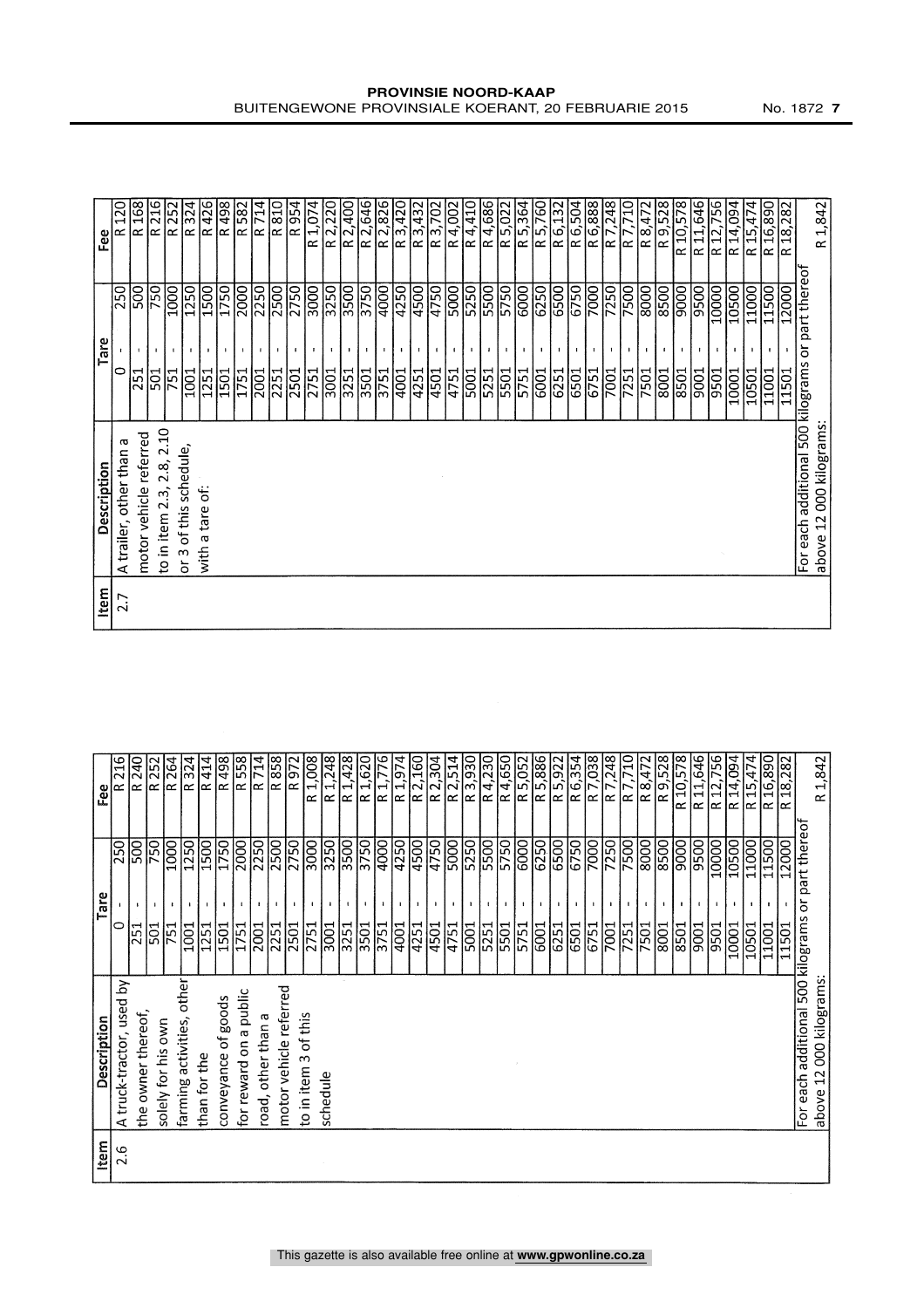| Item | Description | Tare | | Fee |
|---|---|---|---|---|
| 2.6 | A truck-tractor, used by the owner thereof, solely for his own farming activities, other than for the conveyance of goods for reward on a public road, other than a motor vehicle referred to in item 3 of this schedule | 0 | 250 | R 216 |
| | | 251 | 500 | R 240 |
| | | 501 | 750 | R 252 |
| | | 751 | 1000 | R 264 |
| | | 1001 | 1250 | R 324 |
| | | 1251 | 1500 | R 414 |
| | | 1501 | 1750 | R 498 |
| | | 1751 | 2000 | R 558 |
| | | 2001 | 2250 | R 714 |
| | | 2251 | 2500 | R 858 |
| | | 2501 | 2750 | R 972 |
| | | 2751 | 3000 | R 1,008 |
| | | 3001 | 3250 | R 1,248 |
| | | 3251 | 3500 | R 1,428 |
| | | 3501 | 3750 | R 1,620 |
| | | 3751 | 4000 | R 1,776 |
| | | 4001 | 4250 | R 1,974 |
| | | 4251 | 4500 | R 2,160 |
| | | 4501 | 4750 | R 2,304 |
| | | 4751 | 5000 | R 2,514 |
| | | 5001 | 5250 | R 3,930 |
| | | 5251 | 5500 | R 4,230 |
| | | 5501 | 5750 | R 4,650 |
| | | 5751 | 6000 | R 5,052 |
| | | 6001 | 6250 | R 5,886 |
| | | 6251 | 6500 | R 5,922 |
| | | 6501 | 6750 | R 6,354 |
| | | 6751 | 7000 | R 7,038 |
| | | 7001 | 7250 | R 7,248 |
| | | 7251 | 7500 | R 7,710 |
| | | 7501 | 8000 | R 8,472 |
| | | 8001 | 8500 | R 9,528 |
| | | 8501 | 9000 | R 10,578 |
| | | 9001 | 9500 | R 11,646 |
| | | 9501 | 10000 | R 12,756 |
| | | 10001 | 10500 | R 14,094 |
| | | 10501 | 11000 | R 15,474 |
| | | 11001 | 11500 | R 16,890 |
| | | 11501 | 12000 | R 18,282 |
| | For each additional 500 kilograms or part thereof above 12 000 kilograms: | | | R 1,842 |

| Item | Description | Tare | | Fee |
|---|---|---|---|---|
| 2.7 | A trailer, other than a motor vehicle referred to in item 2.3, 2.8, 2.10 or 3 of this schedule, with a tare of: | 0 | 250 | R 120 |
| | | 251 | 500 | R 168 |
| | | 501 | 750 | R 216 |
| | | 751 | 1000 | R 252 |
| | | 1001 | 1250 | R 324 |
| | | 1251 | 1500 | R 426 |
| | | 1501 | 1750 | R 498 |
| | | 1751 | 2000 | R 582 |
| | | 2001 | 2250 | R 714 |
| | | 2251 | 2500 | R 810 |
| | | 2501 | 2750 | R 954 |
| | | 2751 | 3000 | R 1,074 |
| | | 3001 | 3250 | R 2,220 |
| | | 3251 | 3500 | R 2,400 |
| | | 3501 | 3750 | R 2,646 |
| | | 3751 | 4000 | R 2,826 |
| | | 4001 | 4250 | R 3,420 |
| | | 4251 | 4500 | R 3,432 |
| | | 4501 | 4750 | R 3,702 |
| | | 4751 | 5000 | R 4,002 |
| | | 5001 | 5250 | R 4,410 |
| | | 5251 | 5500 | R 4,686 |
| | | 5501 | 5750 | R 5,022 |
| | | 5751 | 6000 | R 5,364 |
| | | 6001 | 6250 | R 5,760 |
| | | 6251 | 6500 | R 6,132 |
| | | 6501 | 6750 | R 6,504 |
| | | 6751 | 7000 | R 6,888 |
| | | 7001 | 7250 | R 7,248 |
| | | 7251 | 7500 | R 7,710 |
| | | 7501 | 8000 | R 8,472 |
| | | 8001 | 8500 | R 9,528 |
| | | 8501 | 9000 | R 10,578 |
| | | 9001 | 9500 | R 11,646 |
| | | 9501 | 10000 | R 12,756 |
| | | 10001 | 10500 | R 14,094 |
| | | 10501 | 11000 | R 15,474 |
| | | 11001 | 11500 | R 16,890 |
| | | 11501 | 12000 | R 18,282 |
| | For each additional 500 kilograms or part thereof above 12 000 kilograms: | | | R 1,842 |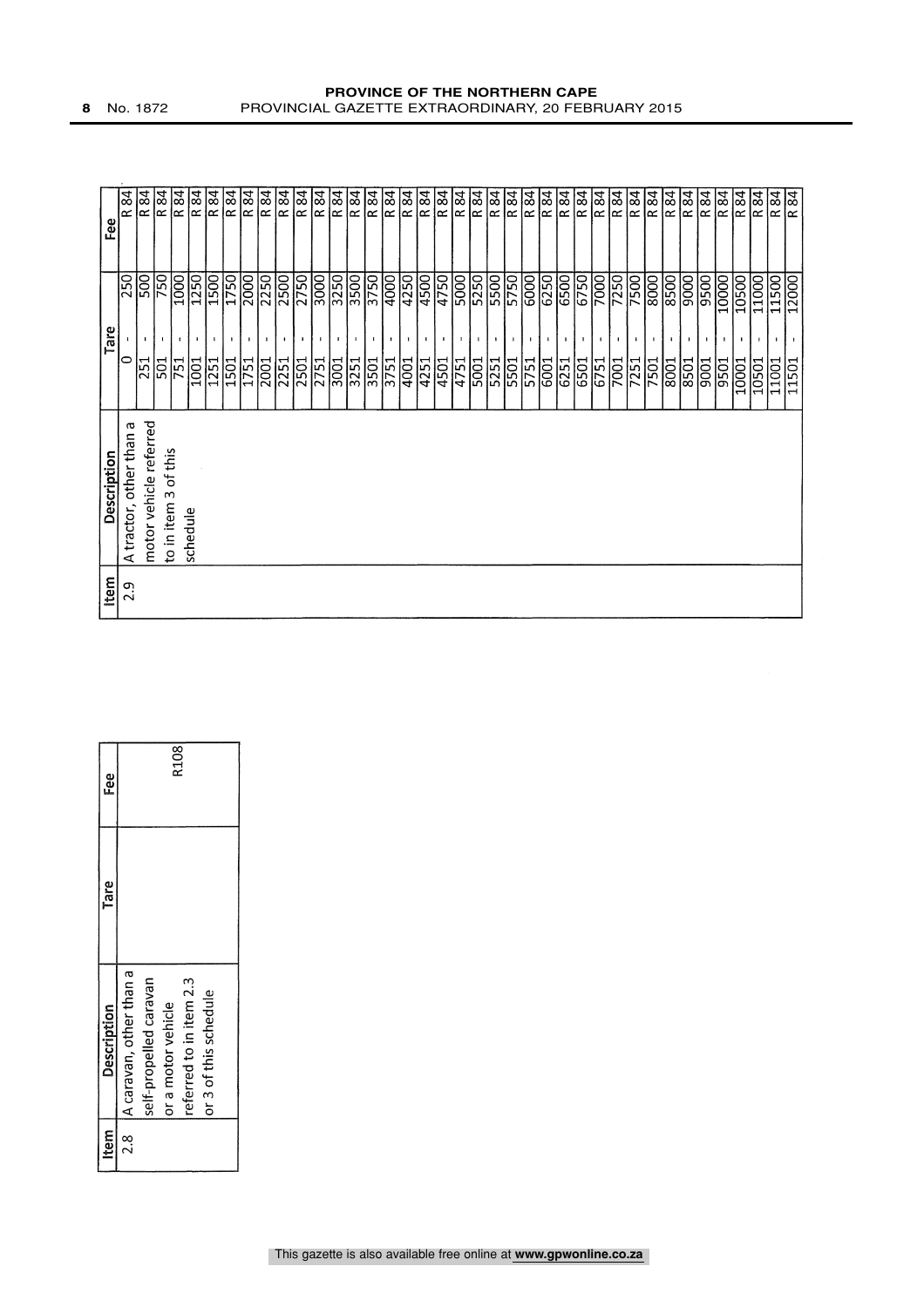| Item | Description | Tare | Fee |
|---|---|---|---|
| 2.8 | A caravan, other than a self-propelled caravan or a motor vehicle referred to in item 2.3 or 3 of this schedule | | R108 |

| Item | Description | Tare | Fee |
|---|---|---|---|
| 2.9 | A tractor, other than a motor vehicle referred to in item 3 of this schedule | 0 - 250 | R 84 |
| | | 251 - 500 | R 84 |
| | | 501 - 750 | R 84 |
| | | 751 - 1000 | R 84 |
| | | 1001 - 1250 | R 84 |
| | | 1251 - 1500 | R 84 |
| | | 1501 - 1750 | R 84 |
| | | 1751 - 2000 | R 84 |
| | | 2001 - 2250 | R 84 |
| | | 2251 - 2500 | R 84 |
| | | 2501 - 2750 | R 84 |
| | | 2751 - 3000 | R 84 |
| | | 3001 - 3250 | R 84 |
| | | 3251 - 3500 | R 84 |
| | | 3501 - 3750 | R 84 |
| | | 3751 - 4000 | R 84 |
| | | 4001 - 4250 | R 84 |
| | | 4251 - 4500 | R 84 |
| | | 4501 - 4750 | R 84 |
| | | 4751 - 5000 | R 84 |
| | | 5001 - 5250 | R 84 |
| | | 5251 - 5500 | R 84 |
| | | 5501 - 5750 | R 84 |
| | | 5751 - 6000 | R 84 |
| | | 6001 - 6250 | R 84 |
| | | 6251 - 6500 | R 84 |
| | | 6501 - 6750 | R 84 |
| | | 6751 - 7000 | R 84 |
| | | 7001 - 7250 | R 84 |
| | | 7251 - 7500 | R 84 |
| | | 7501 - 8000 | R 84 |
| | | 8001 - 8500 | R 84 |
| | | 8501 - 9000 | R 84 |
| | | 9001 - 9500 | R 84 |
| | | 9501 - 10000 | R 84 |
| | | 10001 - 10500 | R 84 |
| | | 10501 - 11000 | R 84 |
| | | 11001 - 11500 | R 84 |
| | | 11501 - 12000 | R 84 |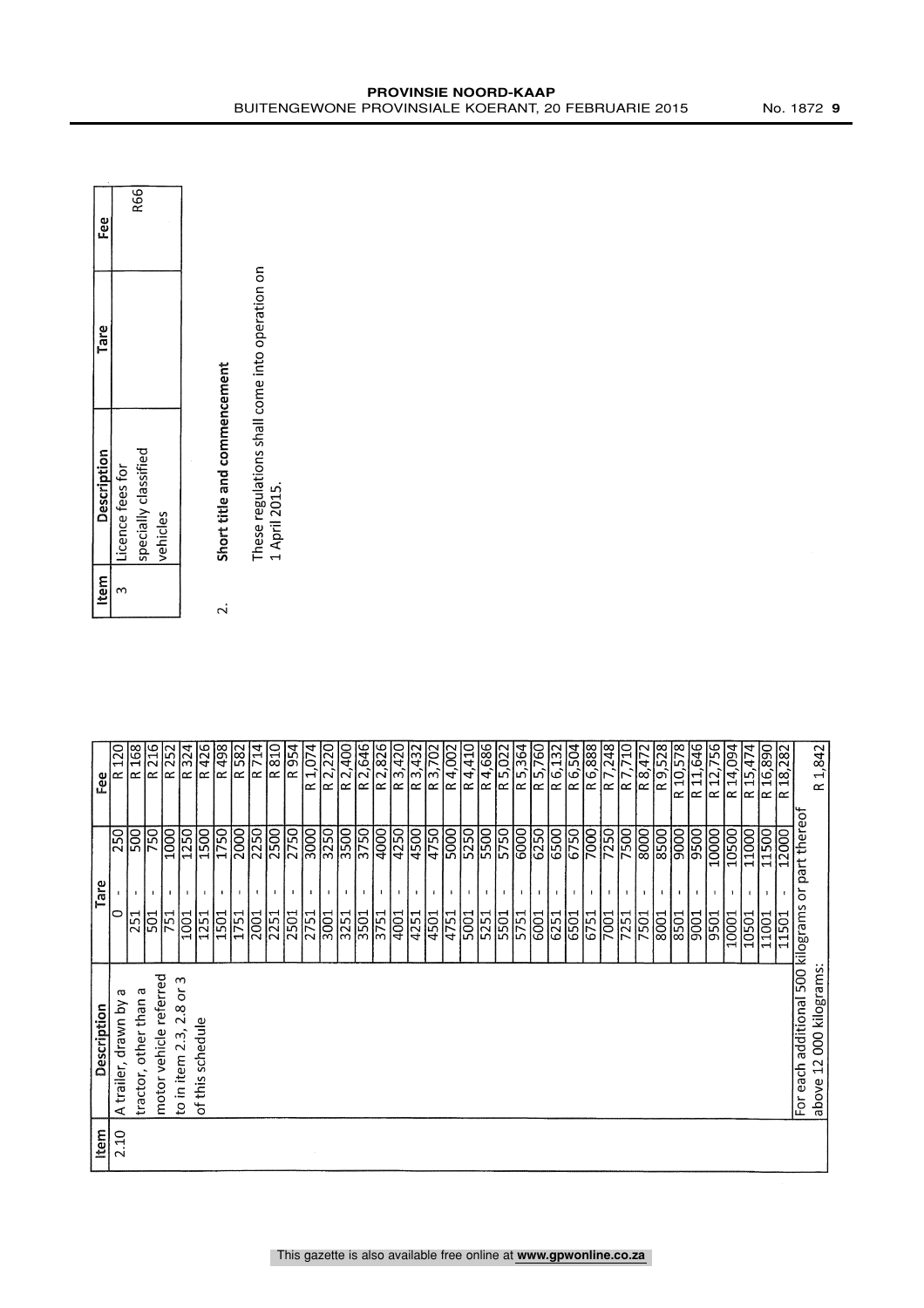| Item | Description | Tare | Fee |
|---|---|---|---|
| 2.10 | A trailer, drawn by a tractor, other than a motor vehicle referred to in item 2.3, 2.8 or 3 of this schedule | 0 - 250 | R 120 |
| | | 251 - 500 | R 168 |
| | | 501 - 750 | R 216 |
| | | 751 - 1000 | R 252 |
| | | 1001 - 1250 | R 324 |
| | | 1251 - 1500 | R 426 |
| | | 1501 - 1750 | R 498 |
| | | 1751 - 2000 | R 582 |
| | | 2001 - 2250 | R 714 |
| | | 2251 - 2500 | R 810 |
| | | 2501 - 2750 | R 954 |
| | | 2751 - 3000 | R 1,074 |
| | | 3001 - 3250 | R 2,220 |
| | | 3251 - 3500 | R 2,400 |
| | | 3501 - 3750 | R 2,646 |
| | | 3751 - 4000 | R 2,826 |
| | | 4001 - 4250 | R 3,420 |
| | | 4251 - 4500 | R 3,432 |
| | | 4501 - 4750 | R 3,702 |
| | | 4751 - 5000 | R 4,002 |
| | | 5001 - 5250 | R 4,410 |
| | | 5251 - 5500 | R 4,686 |
| | | 5501 - 5750 | R 5,022 |
| | | 5751 - 6000 | R 5,364 |
| | | 6001 - 6250 | R 5,760 |
| | | 6251 - 6500 | R 6,132 |
| | | 6501 - 6750 | R 6,504 |
| | | 6751 - 7000 | R 6,888 |
| | | 7001 - 7250 | R 7,248 |
| | | 7251 - 7500 | R 7,710 |
| | | 7501 - 8000 | R 8,472 |
| | | 8001 - 8500 | R 9,528 |
| | | 8501 - 9000 | R 10,578 |
| | | 9001 - 9500 | R 11,646 |
| | | 9501 - 10000 | R 12,756 |
| | | 10001 - 10500 | R 14,094 |
| | | 10501 - 11000 | R 15,474 |
| | | 11001 - 11500 | R 16,890 |
| | | 11501 - 12000 | R 18,282 |
| | For each additional 500 kilograms or part thereof above 12 000 kilograms: | | R 1,842 |

| Item | Description | Tare | Fee |
|---|---|---|---|
| 3 | Licence fees for specially classified vehicles | | R66 |

2. **Short title and commencement**

These regulations shall come into operation on 1 April 2015.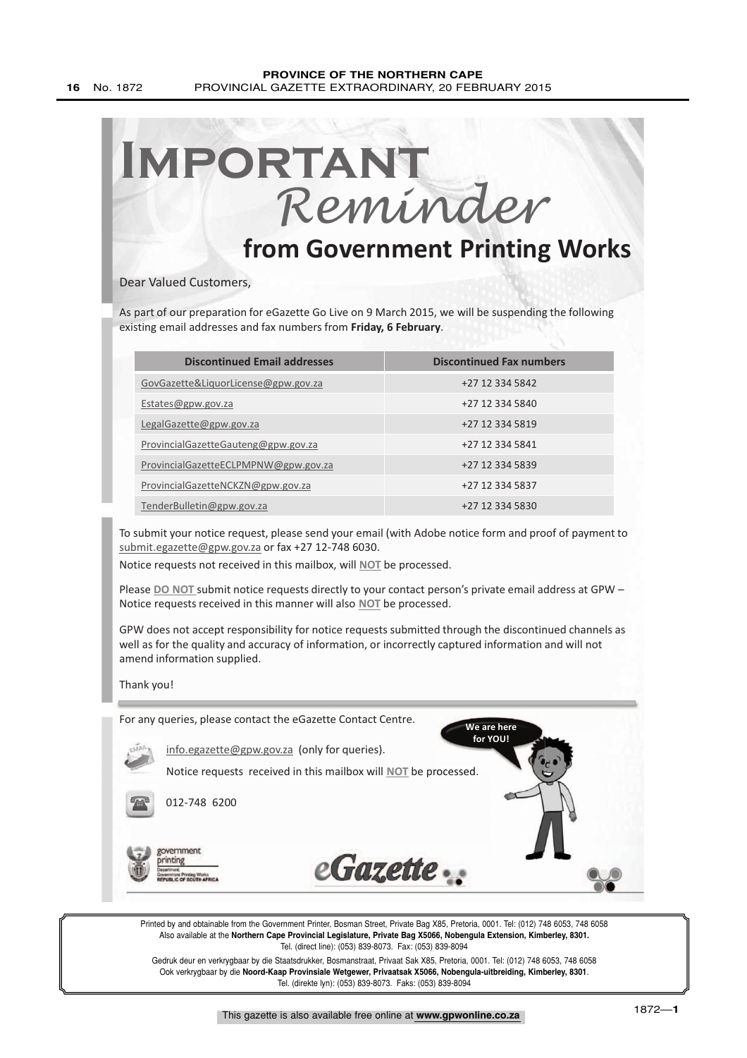# Important *Reminder*

## from Government Printing Works

Dear Valued Customers,

As part of our preparation for eGazette Go Live on 9 March 2015, we will be suspending the following existing email addresses and fax numbers from **Friday, 6 February**.

| Discontinued Email addresses | Discontinued Fax numbers |
|---|---|
| GovGazette&LiquorLicense@gpw.gov.za | +27 12 334 5842 |
| Estates@gpw.gov.za | +27 12 334 5840 |
| LegalGazette@gpw.gov.za | +27 12 334 5819 |
| ProvincialGazetteGauteng@gpw.gov.za | +27 12 334 5841 |
| ProvincialGazetteECLPMPNW@gpw.gov.za | +27 12 334 5839 |
| ProvincialGazetteNCKZN@gpw.gov.za | +27 12 334 5837 |
| TenderBulletin@gpw.gov.za | +27 12 334 5830 |

To submit your notice request, please send your email (with Adobe notice form and proof of payment to submit.egazette@gpw.gov.za or fax +27 12-748 6030.

Notice requests not received in this mailbox, will **NOT** be processed.

Please **DO NOT** submit notice requests directly to your contact person's private email address at GPW – Notice requests received in this manner will also **NOT** be processed.

GPW does not accept responsibility for notice requests submitted through the discontinued channels as well as for the quality and accuracy of information, or incorrectly captured information and will not amend information supplied.

Thank you!

For any queries, please contact the eGazette Contact Centre.

info.egazette@gpw.gov.za (only for queries).

Notice requests received in this mailbox will **NOT** be processed.

012-748 6200

Printed by and obtainable from the Government Printer, Bosman Street, Private Bag X85, Pretoria, 0001. Tel: (012) 748 6053, 748 6058
Also available at the **Northern Cape Provincial Legislature, Private Bag X5066, Nobengula Extension, Kimberley, 8301.**
Tel. (direct line): (053) 839-8073. Fax: (053) 839-8094

Gedruk deur en verkrygbaar by die Staatsdrukker, Bosmanstraat, Privaat Sak X85, Pretoria, 0001. Tel: (012) 748 6053, 748 6058
Ook verkrygbaar by die **Noord-Kaap Provinsiale Wetgewer, Privaatsak X5066, Nobengula-uitbreiding, Kimberley, 8301**.
Tel. (direkte lyn): (053) 839-8073. Faks: (053) 839-8094

This gazette is also available free online at **www.gpwonline.co.za**